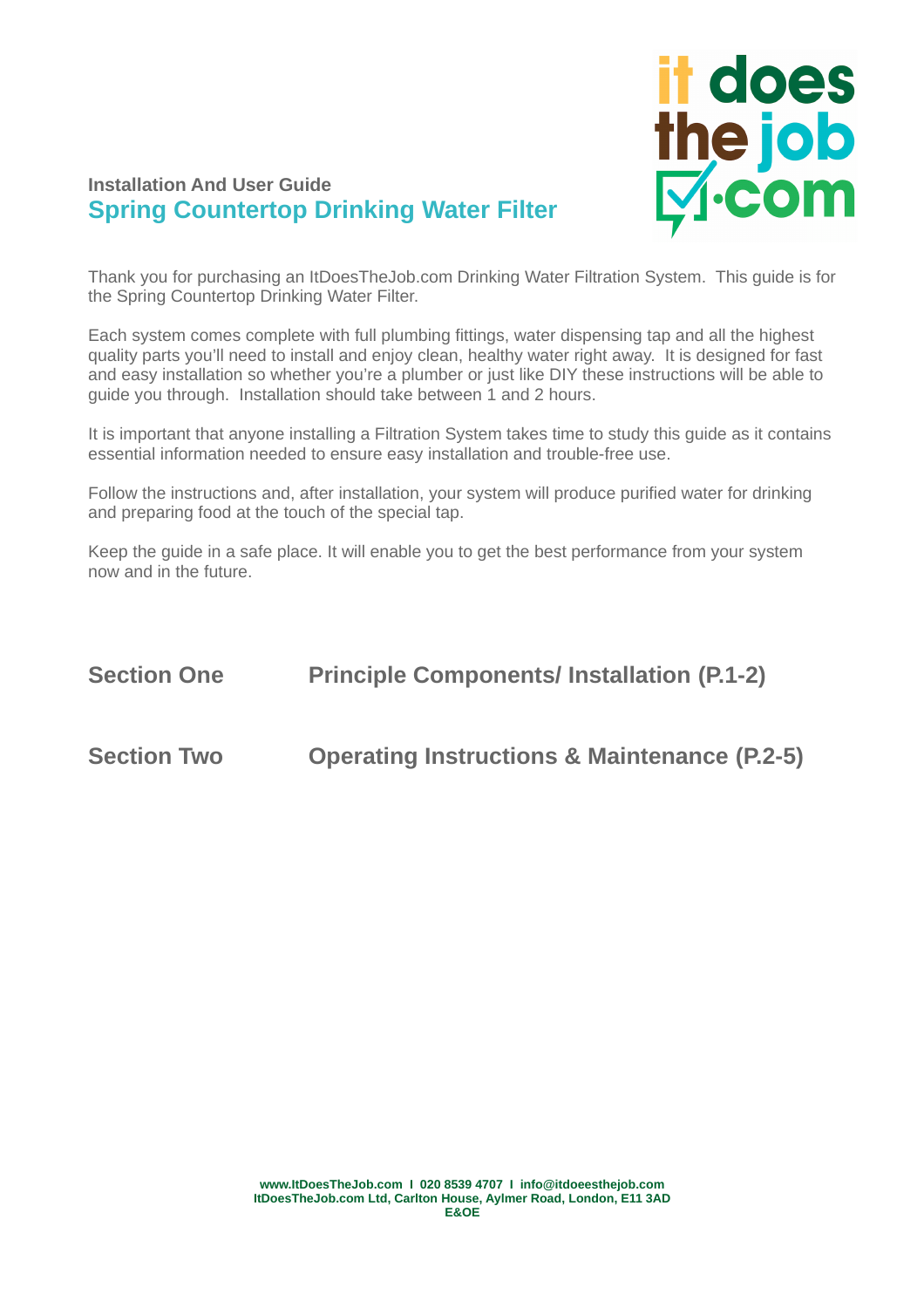**Installation And User Guide**

# Spring Countertop Drinking Water Filter

Thank you for purchasing an ItDoesTheJob.com Drinking Water Filtration System. This guide is for the Spring Countertop Drinking Water Filter.

Each system comes complete with full plumbing fittings, water dispensing tap and all the highest quality parts you'll need to install and enjoy clean, healthy water right away. It is designed for fast and easy installation so whether you're a plumber or just like DIY these instructions will be able to guide you through. Installation should take between 1 and 2 hours.

It is important that anyone installing a Filtration System takes time to study this guide as it contains essential information needed to ensure easy installation and trouble-free use.

Follow the instructions and, after installation, your system will produce purified water for drinking and preparing food at the touch of the special tap.

Keep the guide in a safe place. It will enable you to get the best performance from your system now and in the future.

## Section One — Principle Components/ Installation (P.1-2)

## Section Two — Operating Instructions & Maintenance (P.2-5)

**www.ItDoesTheJob.com I 020 8539 4707 I info@itdoeesthejob.com**
**ItDoesTheJob.com Ltd, Carlton House, Aylmer Road, London, E11 3AD**
**E&OE**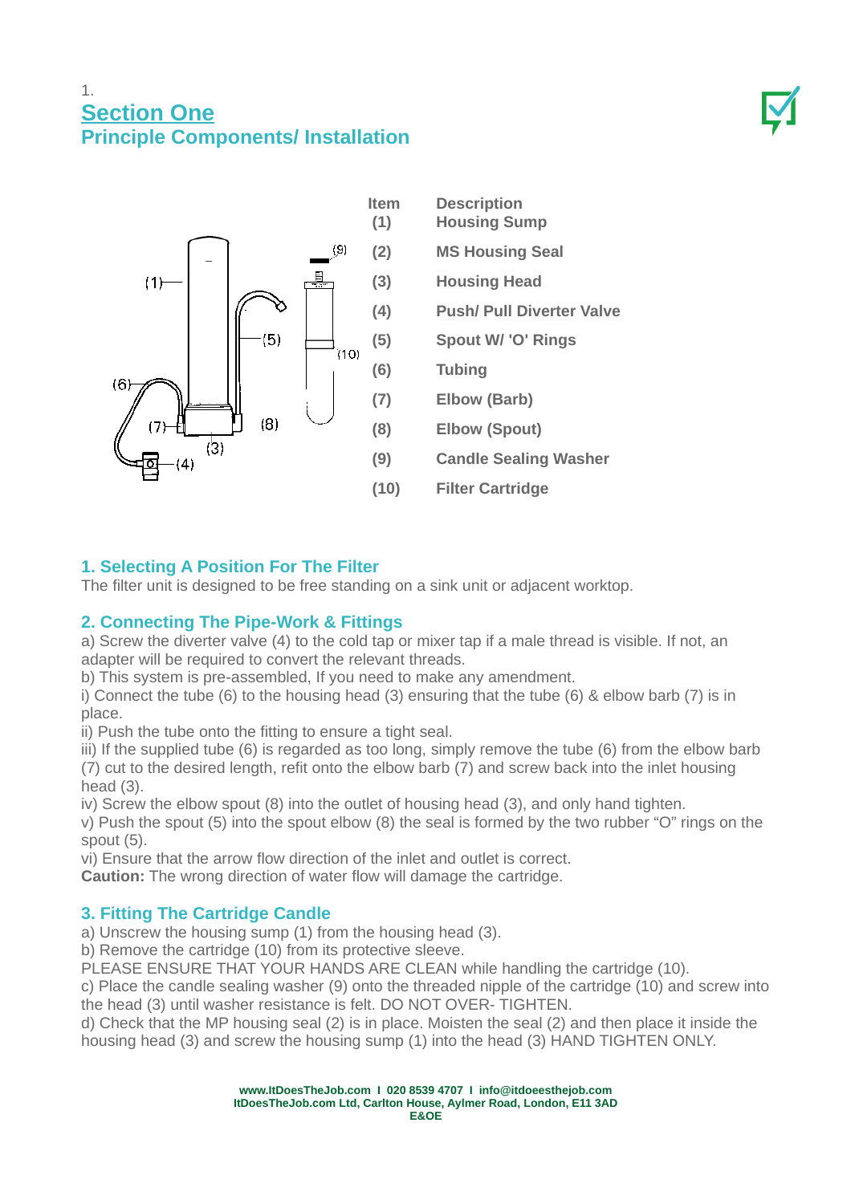1.

## Section One

### Principle Components/ Installation

| Item | Description |
|---|---|
| (1) | Housing Sump |
| (2) | MS Housing Seal |
| (3) | Housing Head |
| (4) | Push/ Pull Diverter Valve |
| (5) | Spout W/ 'O' Rings |
| (6) | Tubing |
| (7) | Elbow (Barb) |
| (8) | Elbow (Spout) |
| (9) | Candle Sealing Washer |
| (10) | Filter Cartridge |

### 1. Selecting A Position For The Filter

The filter unit is designed to be free standing on a sink unit or adjacent worktop.

### 2. Connecting The Pipe-Work & Fittings

a) Screw the diverter valve (4) to the cold tap or mixer tap if a male thread is visible. If not, an adapter will be required to convert the relevant threads.

b) This system is pre-assembled, If you need to make any amendment.

i) Connect the tube (6) to the housing head (3) ensuring that the tube (6) & elbow barb (7) is in place.

ii) Push the tube onto the fitting to ensure a tight seal.

iii) If the supplied tube (6) is regarded as too long, simply remove the tube (6) from the elbow barb (7) cut to the desired length, refit onto the elbow barb (7) and screw back into the inlet housing head (3).

iv) Screw the elbow spout (8) into the outlet of housing head (3), and only hand tighten.

v) Push the spout (5) into the spout elbow (8) the seal is formed by the two rubber “O” rings on the spout (5).

vi) Ensure that the arrow flow direction of the inlet and outlet is correct.

**Caution:** The wrong direction of water flow will damage the cartridge.

### 3. Fitting The Cartridge Candle

a) Unscrew the housing sump (1) from the housing head (3).

b) Remove the cartridge (10) from its protective sleeve.

PLEASE ENSURE THAT YOUR HANDS ARE CLEAN while handling the cartridge (10).

c) Place the candle sealing washer (9) onto the threaded nipple of the cartridge (10) and screw into the head (3) until washer resistance is felt. DO NOT OVER- TIGHTEN.

d) Check that the MP housing seal (2) is in place. Moisten the seal (2) and then place it inside the housing head (3) and screw the housing sump (1) into the head (3) HAND TIGHTEN ONLY.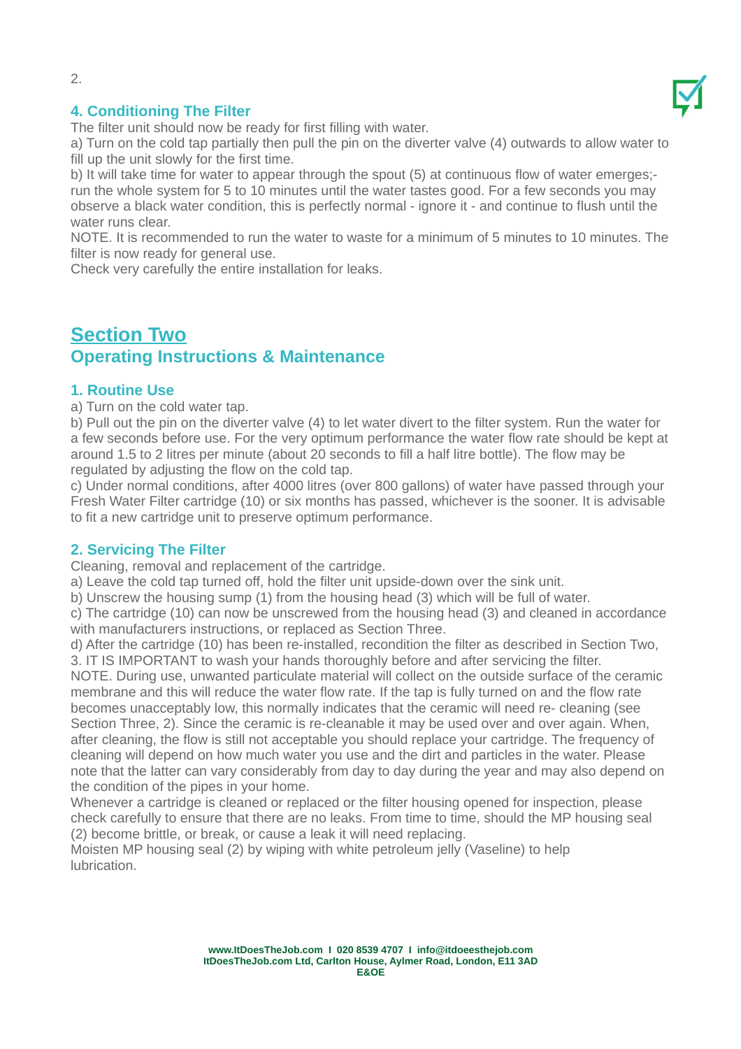## 4. Conditioning The Filter

The filter unit should now be ready for first filling with water.

a) Turn on the cold tap partially then pull the pin on the diverter valve (4) outwards to allow water to fill up the unit slowly for the first time.

b) It will take time for water to appear through the spout (5) at continuous flow of water emerges;- run the whole system for 5 to 10 minutes until the water tastes good. For a few seconds you may observe a black water condition, this is perfectly normal - ignore it - and continue to flush until the water runs clear.

NOTE. It is recommended to run the water to waste for a minimum of 5 minutes to 10 minutes. The filter is now ready for general use.

Check very carefully the entire installation for leaks.

# Section Two

## Operating Instructions & Maintenance

### 1. Routine Use

a) Turn on the cold water tap.

b) Pull out the pin on the diverter valve (4) to let water divert to the filter system. Run the water for a few seconds before use. For the very optimum performance the water flow rate should be kept at around 1.5 to 2 litres per minute (about 20 seconds to fill a half litre bottle). The flow may be regulated by adjusting the flow on the cold tap.

c) Under normal conditions, after 4000 litres (over 800 gallons) of water have passed through your Fresh Water Filter cartridge (10) or six months has passed, whichever is the sooner. It is advisable to fit a new cartridge unit to preserve optimum performance.

### 2. Servicing The Filter

Cleaning, removal and replacement of the cartridge.

a) Leave the cold tap turned off, hold the filter unit upside-down over the sink unit.

b) Unscrew the housing sump (1) from the housing head (3) which will be full of water.

c) The cartridge (10) can now be unscrewed from the housing head (3) and cleaned in accordance with manufacturers instructions, or replaced as Section Three.

d) After the cartridge (10) has been re-installed, recondition the filter as described in Section Two, 3. IT IS IMPORTANT to wash your hands thoroughly before and after servicing the filter.

NOTE. During use, unwanted particulate material will collect on the outside surface of the ceramic membrane and this will reduce the water flow rate. If the tap is fully turned on and the flow rate becomes unacceptably low, this normally indicates that the ceramic will need re- cleaning (see Section Three, 2). Since the ceramic is re-cleanable it may be used over and over again. When, after cleaning, the flow is still not acceptable you should replace your cartridge. The frequency of cleaning will depend on how much water you use and the dirt and particles in the water. Please note that the latter can vary considerably from day to day during the year and may also depend on the condition of the pipes in your home.

Whenever a cartridge is cleaned or replaced or the filter housing opened for inspection, please check carefully to ensure that there are no leaks. From time to time, should the MP housing seal (2) become brittle, or break, or cause a leak it will need replacing.

Moisten MP housing seal (2) by wiping with white petroleum jelly (Vaseline) to help lubrication.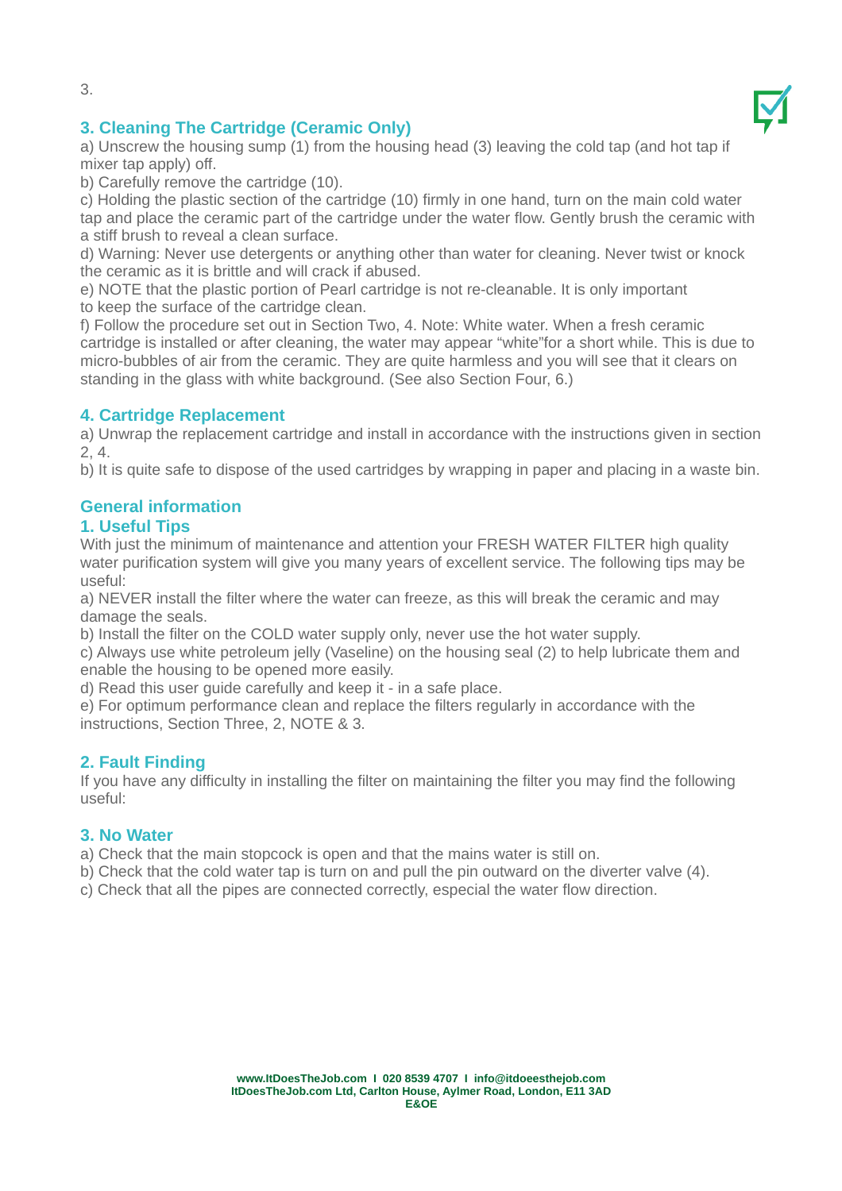3.

## 3. Cleaning The Cartridge (Ceramic Only)

a) Unscrew the housing sump (1) from the housing head (3) leaving the cold tap (and hot tap if mixer tap apply) off.
b) Carefully remove the cartridge (10).
c) Holding the plastic section of the cartridge (10) firmly in one hand, turn on the main cold water tap and place the ceramic part of the cartridge under the water flow. Gently brush the ceramic with a stiff brush to reveal a clean surface.
d) Warning: Never use detergents or anything other than water for cleaning. Never twist or knock the ceramic as it is brittle and will crack if abused.
e) NOTE that the plastic portion of Pearl cartridge is not re-cleanable. It is only important to keep the surface of the cartridge clean.
f) Follow the procedure set out in Section Two, 4. Note: White water. When a fresh ceramic cartridge is installed or after cleaning, the water may appear "white"for a short while. This is due to micro-bubbles of air from the ceramic. They are quite harmless and you will see that it clears on standing in the glass with white background. (See also Section Four, 6.)

## 4. Cartridge Replacement

a) Unwrap the replacement cartridge and install in accordance with the instructions given in section 2, 4.
b) It is quite safe to dispose of the used cartridges by wrapping in paper and placing in a waste bin.

## General information

## 1. Useful Tips

With just the minimum of maintenance and attention your FRESH WATER FILTER high quality water purification system will give you many years of excellent service. The following tips may be useful:
a) NEVER install the filter where the water can freeze, as this will break the ceramic and may damage the seals.
b) Install the filter on the COLD water supply only, never use the hot water supply.
c) Always use white petroleum jelly (Vaseline) on the housing seal (2) to help lubricate them and enable the housing to be opened more easily.
d) Read this user guide carefully and keep it - in a safe place.
e) For optimum performance clean and replace the filters regularly in accordance with the instructions, Section Three, 2, NOTE & 3.

## 2. Fault Finding

If you have any difficulty in installing the filter on maintaining the filter you may find the following useful:

## 3. No Water

a) Check that the main stopcock is open and that the mains water is still on.
b) Check that the cold water tap is turn on and pull the pin outward on the diverter valve (4).
c) Check that all the pipes are connected correctly, especial the water flow direction.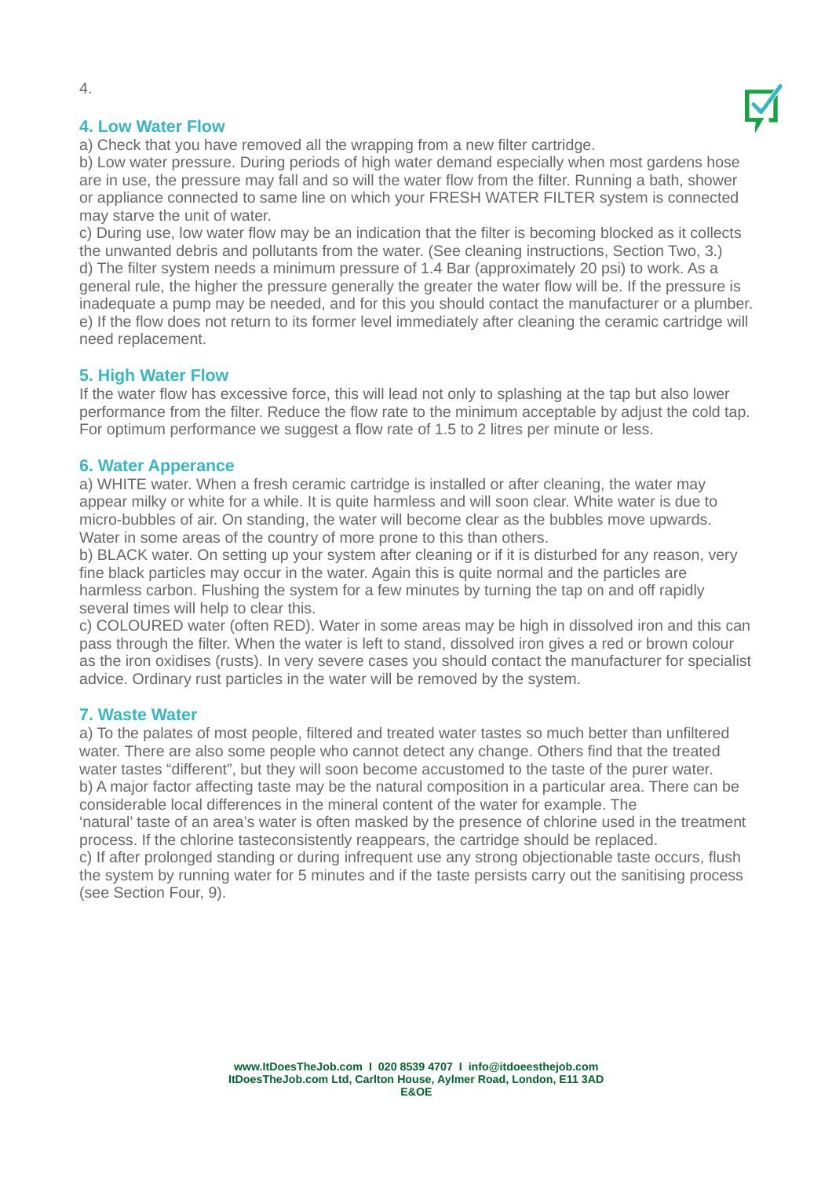## 4. Low Water Flow

a) Check that you have removed all the wrapping from a new filter cartridge.
b) Low water pressure. During periods of high water demand especially when most gardens hose are in use, the pressure may fall and so will the water flow from the filter. Running a bath, shower or appliance connected to same line on which your FRESH WATER FILTER system is connected may starve the unit of water.
c) During use, low water flow may be an indication that the filter is becoming blocked as it collects the unwanted debris and pollutants from the water. (See cleaning instructions, Section Two, 3.)
d) The filter system needs a minimum pressure of 1.4 Bar (approximately 20 psi) to work. As a general rule, the higher the pressure generally the greater the water flow will be. If the pressure is inadequate a pump may be needed, and for this you should contact the manufacturer or a plumber.
e) If the flow does not return to its former level immediately after cleaning the ceramic cartridge will need replacement.

## 5. High Water Flow

If the water flow has excessive force, this will lead not only to splashing at the tap but also lower performance from the filter. Reduce the flow rate to the minimum acceptable by adjust the cold tap. For optimum performance we suggest a flow rate of 1.5 to 2 litres per minute or less.

## 6. Water Apperance

a) WHITE water. When a fresh ceramic cartridge is installed or after cleaning, the water may appear milky or white for a while. It is quite harmless and will soon clear. White water is due to micro-bubbles of air. On standing, the water will become clear as the bubbles move upwards. Water in some areas of the country of more prone to this than others.
b) BLACK water. On setting up your system after cleaning or if it is disturbed for any reason, very fine black particles may occur in the water. Again this is quite normal and the particles are harmless carbon. Flushing the system for a few minutes by turning the tap on and off rapidly several times will help to clear this.
c) COLOURED water (often RED). Water in some areas may be high in dissolved iron and this can pass through the filter. When the water is left to stand, dissolved iron gives a red or brown colour as the iron oxidises (rusts). In very severe cases you should contact the manufacturer for specialist advice. Ordinary rust particles in the water will be removed by the system.

## 7. Waste Water

a) To the palates of most people, filtered and treated water tastes so much better than unfiltered water. There are also some people who cannot detect any change. Others find that the treated water tastes “different”, but they will soon become accustomed to the taste of the purer water.
b) A major factor affecting taste may be the natural composition in a particular area. There can be considerable local differences in the mineral content of the water for example. The ‘natural’ taste of an area’s water is often masked by the presence of chlorine used in the treatment process. If the chlorine tasteconsistently reappears, the cartridge should be replaced.
c) If after prolonged standing or during infrequent use any strong objectionable taste occurs, flush the system by running water for 5 minutes and if the taste persists carry out the sanitising process (see Section Four, 9).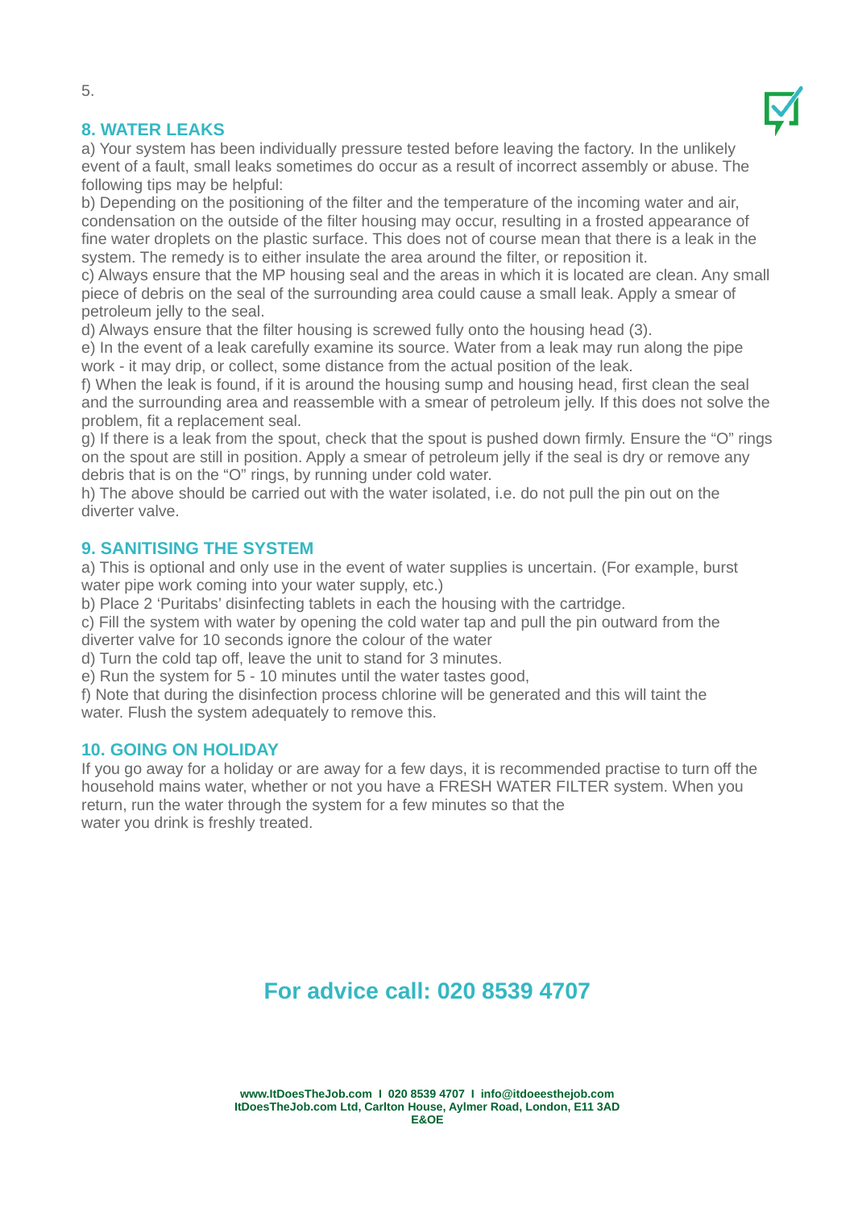## 8. WATER LEAKS

a) Your system has been individually pressure tested before leaving the factory. In the unlikely event of a fault, small leaks sometimes do occur as a result of incorrect assembly or abuse. The following tips may be helpful:
b) Depending on the positioning of the filter and the temperature of the incoming water and air, condensation on the outside of the filter housing may occur, resulting in a frosted appearance of fine water droplets on the plastic surface. This does not of course mean that there is a leak in the system. The remedy is to either insulate the area around the filter, or reposition it.
c) Always ensure that the MP housing seal and the areas in which it is located are clean. Any small piece of debris on the seal of the surrounding area could cause a small leak. Apply a smear of petroleum jelly to the seal.
d) Always ensure that the filter housing is screwed fully onto the housing head (3).
e) In the event of a leak carefully examine its source. Water from a leak may run along the pipe work - it may drip, or collect, some distance from the actual position of the leak.
f) When the leak is found, if it is around the housing sump and housing head, first clean the seal and the surrounding area and reassemble with a smear of petroleum jelly. If this does not solve the problem, fit a replacement seal.
g) If there is a leak from the spout, check that the spout is pushed down firmly. Ensure the "O" rings on the spout are still in position. Apply a smear of petroleum jelly if the seal is dry or remove any debris that is on the "O" rings, by running under cold water.
h) The above should be carried out with the water isolated, i.e. do not pull the pin out on the diverter valve.

## 9. SANITISING THE SYSTEM

a) This is optional and only use in the event of water supplies is uncertain. (For example, burst water pipe work coming into your water supply, etc.)
b) Place 2 'Puritabs' disinfecting tablets in each the housing with the cartridge.
c) Fill the system with water by opening the cold water tap and pull the pin outward from the diverter valve for 10 seconds ignore the colour of the water
d) Turn the cold tap off, leave the unit to stand for 3 minutes.
e) Run the system for 5 - 10 minutes until the water tastes good,
f) Note that during the disinfection process chlorine will be generated and this will taint the water. Flush the system adequately to remove this.

## 10. GOING ON HOLIDAY

If you go away for a holiday or are away for a few days, it is recommended practise to turn off the household mains water, whether or not you have a FRESH WATER FILTER system. When you return, run the water through the system for a few minutes so that the water you drink is freshly treated.

## For advice call: 020 8539 4707

**www.ItDoesTheJob.com I 020 8539 4707 I info@itdoeesthejob.com**
**ItDoesTheJob.com Ltd, Carlton House, Aylmer Road, London, E11 3AD**
**E&OE**